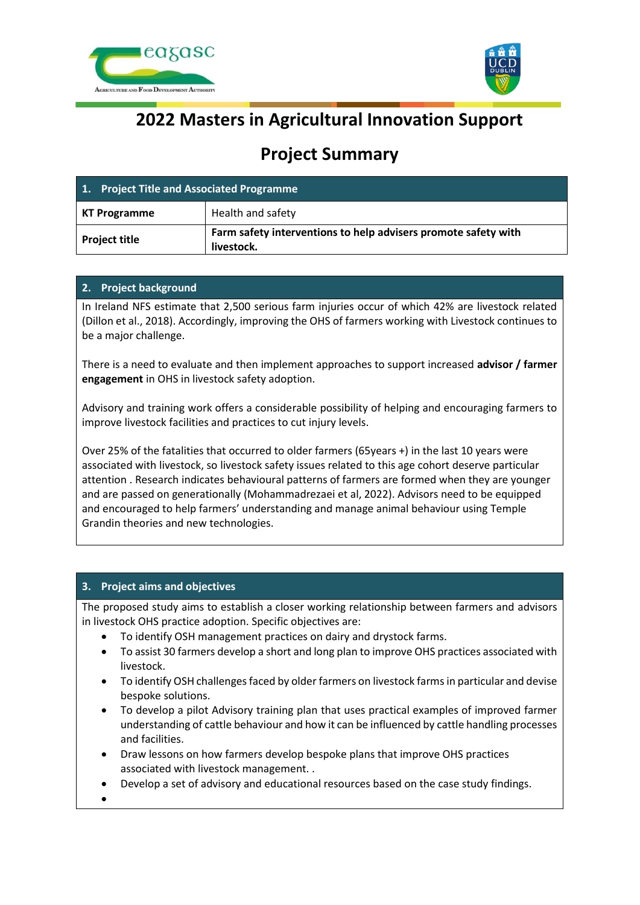# 2022 Masters in Agricultural Innovation Support

# Project Summary

| 1. Project Title and Associated Programme | |
|---|---|
| **KT Programme** | Health and safety |
| **Project title** | **Farm safety interventions to help advisers promote safety with livestock.** |

## 2. Project background

In Ireland NFS estimate that 2,500 serious farm injuries occur of which 42% are livestock related (Dillon et al., 2018). Accordingly, improving the OHS of farmers working with Livestock continues to be a major challenge.

There is a need to evaluate and then implement approaches to support increased **advisor / farmer engagement** in OHS in livestock safety adoption.

Advisory and training work offers a considerable possibility of helping and encouraging farmers to improve livestock facilities and practices to cut injury levels.

Over 25% of the fatalities that occurred to older farmers (65years +) in the last 10 years were associated with livestock, so livestock safety issues related to this age cohort deserve particular attention . Research indicates behavioural patterns of farmers are formed when they are younger and are passed on generationally (Mohammadrezaei et al, 2022). Advisors need to be equipped and encouraged to help farmers' understanding and manage animal behaviour using Temple Grandin theories and new technologies.

## 3. Project aims and objectives

The proposed study aims to establish a closer working relationship between farmers and advisors in livestock OHS practice adoption. Specific objectives are:

- To identify OSH management practices on dairy and drystock farms.
- To assist 30 farmers develop a short and long plan to improve OHS practices associated with livestock.
- To identify OSH challenges faced by older farmers on livestock farms in particular and devise bespoke solutions.
- To develop a pilot Advisory training plan that uses practical examples of improved farmer understanding of cattle behaviour and how it can be influenced by cattle handling processes and facilities.
- Draw lessons on how farmers develop bespoke plans that improve OHS practices associated with livestock management. .
- Develop a set of advisory and educational resources based on the case study findings.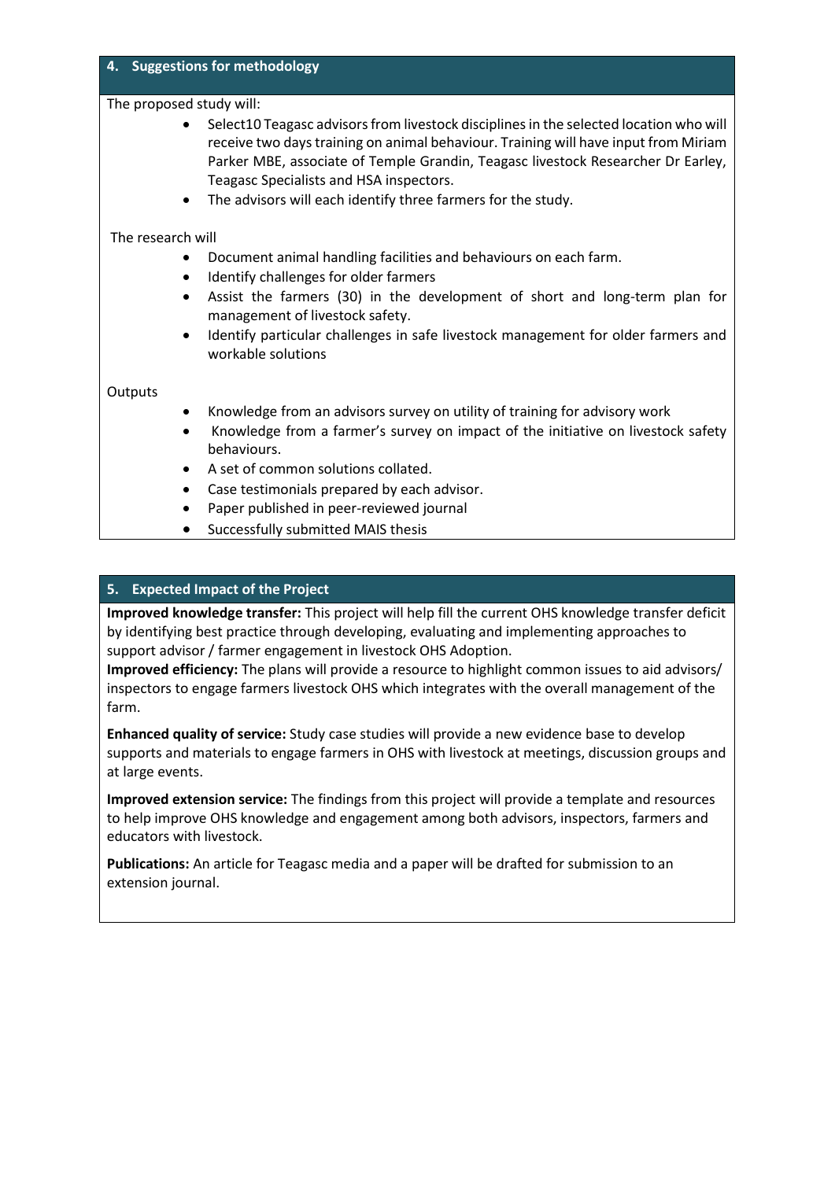## 4. Suggestions for methodology

The proposed study will:

- Select10 Teagasc advisors from livestock disciplines in the selected location who will receive two days training on animal behaviour. Training will have input from Miriam Parker MBE, associate of Temple Grandin, Teagasc livestock Researcher Dr Earley, Teagasc Specialists and HSA inspectors.
- The advisors will each identify three farmers for the study.

The research will

- Document animal handling facilities and behaviours on each farm.
- Identify challenges for older farmers
- Assist the farmers (30) in the development of short and long-term plan for management of livestock safety.
- Identify particular challenges in safe livestock management for older farmers and workable solutions

Outputs

- Knowledge from an advisors survey on utility of training for advisory work
- Knowledge from a farmer's survey on impact of the initiative on livestock safety behaviours.
- A set of common solutions collated.
- Case testimonials prepared by each advisor.
- Paper published in peer-reviewed journal
- Successfully submitted MAIS thesis

## 5. Expected Impact of the Project

**Improved knowledge transfer:** This project will help fill the current OHS knowledge transfer deficit by identifying best practice through developing, evaluating and implementing approaches to support advisor / farmer engagement in livestock OHS Adoption.

**Improved efficiency:** The plans will provide a resource to highlight common issues to aid advisors/ inspectors to engage farmers livestock OHS which integrates with the overall management of the farm.

**Enhanced quality of service:** Study case studies will provide a new evidence base to develop supports and materials to engage farmers in OHS with livestock at meetings, discussion groups and at large events.

**Improved extension service:** The findings from this project will provide a template and resources to help improve OHS knowledge and engagement among both advisors, inspectors, farmers and educators with livestock.

**Publications:** An article for Teagasc media and a paper will be drafted for submission to an extension journal.